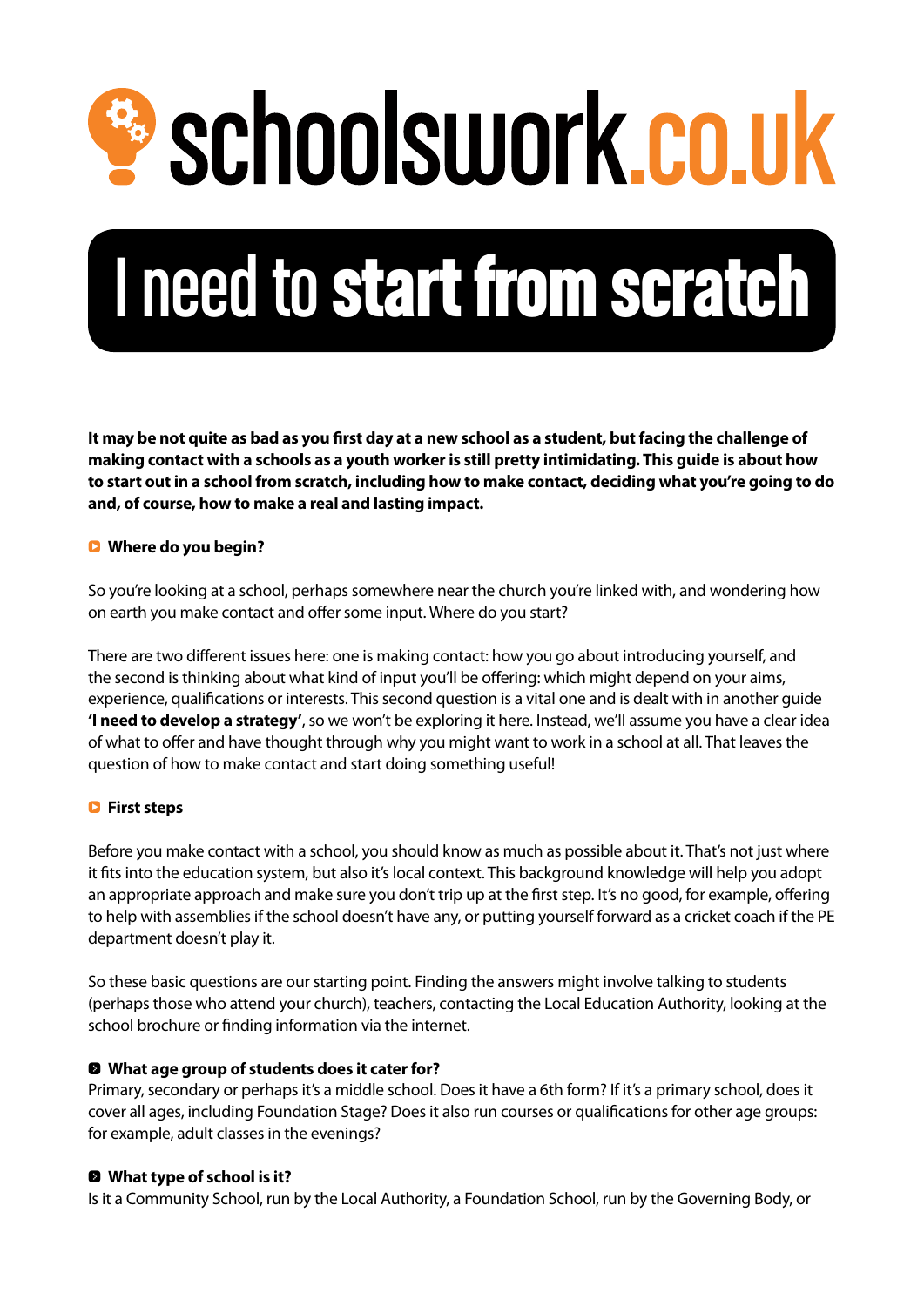# schoolswork.co.uk

# I need to start from scratch

**It may be not quite as bad as you first day at a new school as a student, but facing the challenge of making contact with a schools as a youth worker is still pretty intimidating. This guide is about how to start out in a school from scratch, including how to make contact, deciding what you're going to do and, of course, how to make a real and lasting impact.**

## Where do you begin?

So you're looking at a school, perhaps somewhere near the church you're linked with, and wondering how on earth you make contact and offer some input. Where do you start?

There are two different issues here: one is making contact: how you go about introducing yourself, and the second is thinking about what kind of input you'll be offering: which might depend on your aims, experience, qualifications or interests. This second question is a vital one and is dealt with in another guide **'I need to develop a strategy'**, so we won't be exploring it here. Instead, we'll assume you have a clear idea of what to offer and have thought through why you might want to work in a school at all. That leaves the question of how to make contact and start doing something useful!

## First steps

Before you make contact with a school, you should know as much as possible about it. That's not just where it fits into the education system, but also it's local context. This background knowledge will help you adopt an appropriate approach and make sure you don't trip up at the first step. It's no good, for example, offering to help with assemblies if the school doesn't have any, or putting yourself forward as a cricket coach if the PE department doesn't play it.

So these basic questions are our starting point. Finding the answers might involve talking to students (perhaps those who attend your church), teachers, contacting the Local Education Authority, looking at the school brochure or finding information via the internet.

### What age group of students does it cater for?

Primary, secondary or perhaps it's a middle school. Does it have a 6th form? If it's a primary school, does it cover all ages, including Foundation Stage? Does it also run courses or qualifications for other age groups: for example, adult classes in the evenings?

### What type of school is it?

Is it a Community School, run by the Local Authority, a Foundation School, run by the Governing Body, or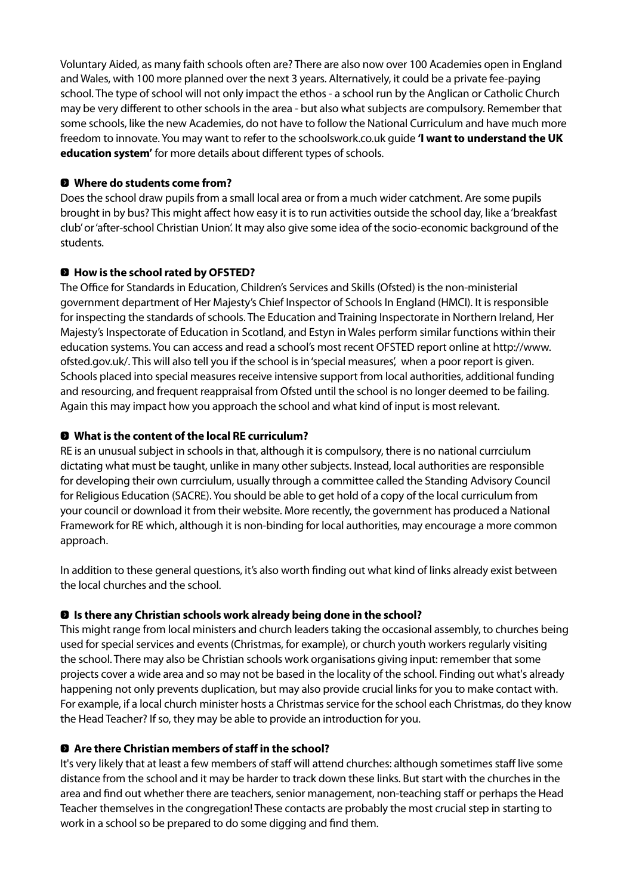Voluntary Aided, as many faith schools often are? There are also now over 100 Academies open in England and Wales, with 100 more planned over the next 3 years. Alternatively, it could be a private fee-paying school. The type of school will not only impact the ethos - a school run by the Anglican or Catholic Church may be very different to other schools in the area - but also what subjects are compulsory. Remember that some schools, like the new Academies, do not have to follow the National Curriculum and have much more freedom to innovate. You may want to refer to the schoolswork.co.uk guide **'I want to understand the UK education system'** for more details about different types of schools.

### Where do students come from?

Does the school draw pupils from a small local area or from a much wider catchment. Are some pupils brought in by bus? This might affect how easy it is to run activities outside the school day, like a 'breakfast club' or 'after-school Christian Union'. It may also give some idea of the socio-economic background of the students.

### How is the school rated by OFSTED?

The Office for Standards in Education, Children's Services and Skills (Ofsted) is the non-ministerial government department of Her Majesty's Chief Inspector of Schools In England (HMCI). It is responsible for inspecting the standards of schools. The Education and Training Inspectorate in Northern Ireland, Her Majesty's Inspectorate of Education in Scotland, and Estyn in Wales perform similar functions within their education systems. You can access and read a school's most recent OFSTED report online at http://www.ofsted.gov.uk/. This will also tell you if the school is in 'special measures', when a poor report is given. Schools placed into special measures receive intensive support from local authorities, additional funding and resourcing, and frequent reappraisal from Ofsted until the school is no longer deemed to be failing. Again this may impact how you approach the school and what kind of input is most relevant.

### What is the content of the local RE curriculum?

RE is an unusual subject in schools in that, although it is compulsory, there is no national currciulum dictating what must be taught, unlike in many other subjects. Instead, local authorities are responsible for developing their own currciulum, usually through a committee called the Standing Advisory Council for Religious Education (SACRE). You should be able to get hold of a copy of the local curriculum from your council or download it from their website. More recently, the government has produced a National Framework for RE which, although it is non-binding for local authorities, may encourage a more common approach.

In addition to these general questions, it's also worth finding out what kind of links already exist between the local churches and the school.

### Is there any Christian schools work already being done in the school?

This might range from local ministers and church leaders taking the occasional assembly, to churches being used for special services and events (Christmas, for example), or church youth workers regularly visiting the school. There may also be Christian schools work organisations giving input: remember that some projects cover a wide area and so may not be based in the locality of the school. Finding out what's already happening not only prevents duplication, but may also provide crucial links for you to make contact with. For example, if a local church minister hosts a Christmas service for the school each Christmas, do they know the Head Teacher? If so, they may be able to provide an introduction for you.

### Are there Christian members of staff in the school?

It's very likely that at least a few members of staff will attend churches: although sometimes staff live some distance from the school and it may be harder to track down these links. But start with the churches in the area and find out whether there are teachers, senior management, non-teaching staff or perhaps the Head Teacher themselves in the congregation! These contacts are probably the most crucial step in starting to work in a school so be prepared to do some digging and find them.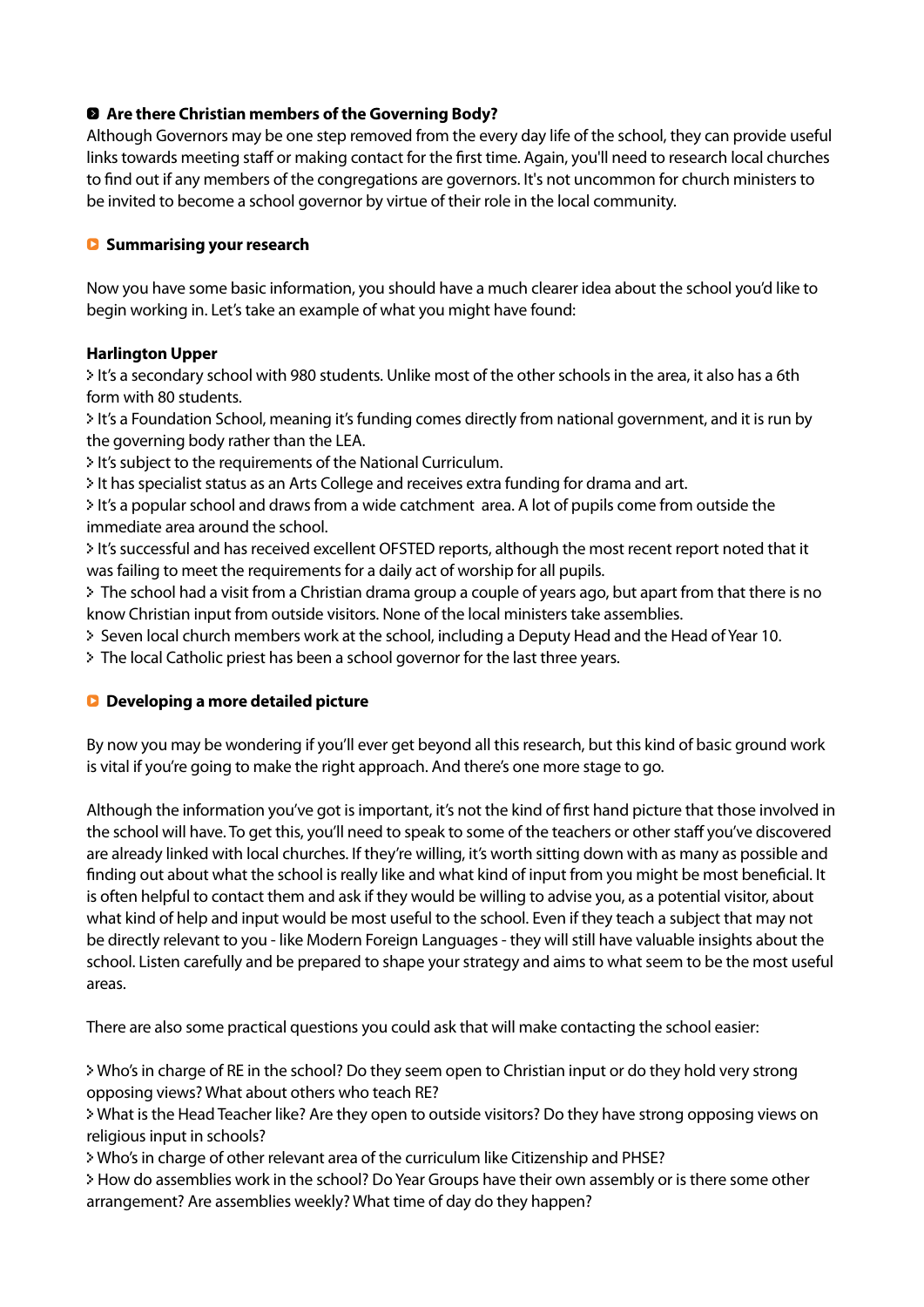### Are there Christian members of the Governing Body?

Although Governors may be one step removed from the every day life of the school, they can provide useful links towards meeting staff or making contact for the first time. Again, you'll need to research local churches to find out if any members of the congregations are governors. It's not uncommon for church ministers to be invited to become a school governor by virtue of their role in the local community.

### Summarising your research

Now you have some basic information, you should have a much clearer idea about the school you'd like to begin working in. Let's take an example of what you might have found:

**Harlington Upper**

- It's a secondary school with 980 students. Unlike most of the other schools in the area, it also has a 6th form with 80 students.
- It's a Foundation School, meaning it's funding comes directly from national government, and it is run by the governing body rather than the LEA.
- It's subject to the requirements of the National Curriculum.
- It has specialist status as an Arts College and receives extra funding for drama and art.
- It's a popular school and draws from a wide catchment area. A lot of pupils come from outside the immediate area around the school.
- It's successful and has received excellent OFSTED reports, although the most recent report noted that it was failing to meet the requirements for a daily act of worship for all pupils.
- The school had a visit from a Christian drama group a couple of years ago, but apart from that there is no know Christian input from outside visitors. None of the local ministers take assemblies.
- Seven local church members work at the school, including a Deputy Head and the Head of Year 10.
- The local Catholic priest has been a school governor for the last three years.

### Developing a more detailed picture

By now you may be wondering if you'll ever get beyond all this research, but this kind of basic ground work is vital if you're going to make the right approach. And there's one more stage to go.

Although the information you've got is important, it's not the kind of first hand picture that those involved in the school will have. To get this, you'll need to speak to some of the teachers or other staff you've discovered are already linked with local churches. If they're willing, it's worth sitting down with as many as possible and finding out about what the school is really like and what kind of input from you might be most beneficial. It is often helpful to contact them and ask if they would be willing to advise you, as a potential visitor, about what kind of help and input would be most useful to the school. Even if they teach a subject that may not be directly relevant to you - like Modern Foreign Languages - they will still have valuable insights about the school. Listen carefully and be prepared to shape your strategy and aims to what seem to be the most useful areas.

There are also some practical questions you could ask that will make contacting the school easier:

- Who's in charge of RE in the school? Do they seem open to Christian input or do they hold very strong opposing views? What about others who teach RE?
- What is the Head Teacher like? Are they open to outside visitors? Do they have strong opposing views on religious input in schools?
- Who's in charge of other relevant area of the curriculum like Citizenship and PHSE?
- How do assemblies work in the school? Do Year Groups have their own assembly or is there some other arrangement? Are assemblies weekly? What time of day do they happen?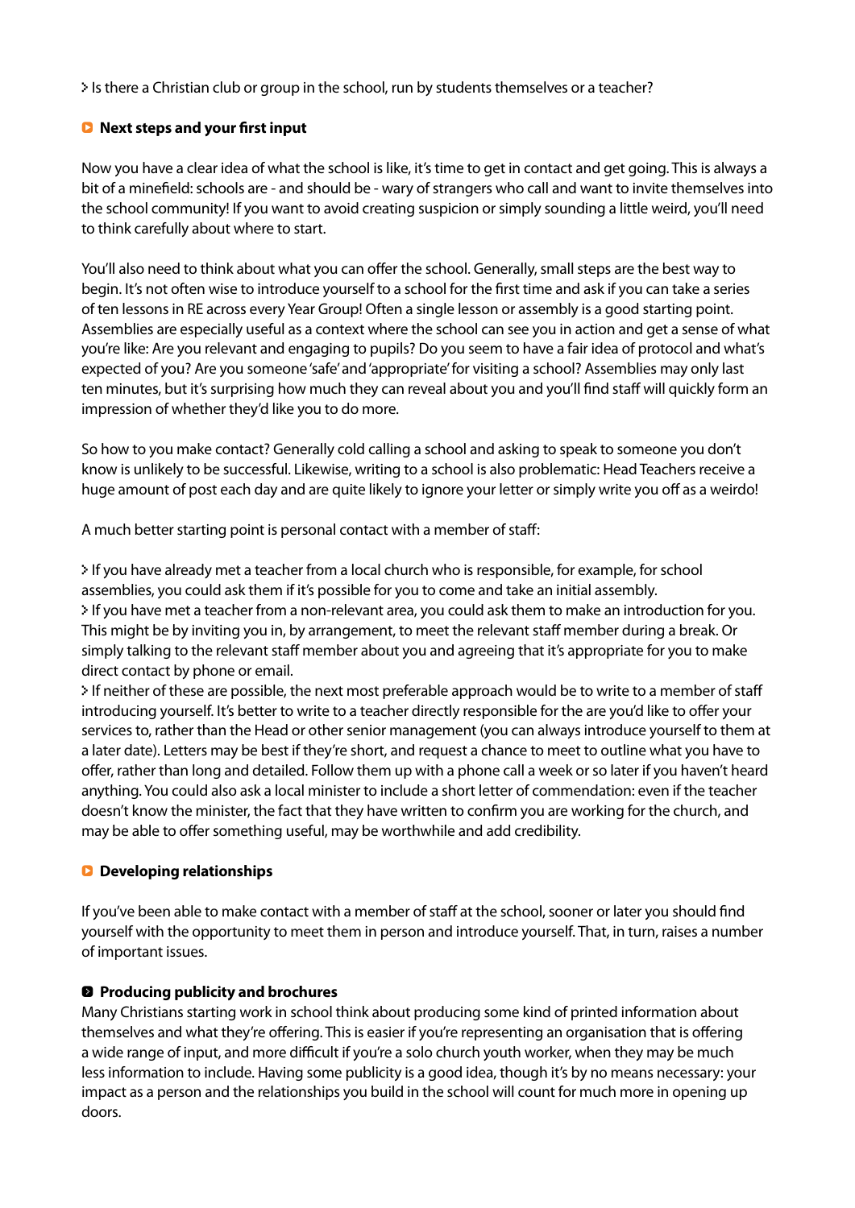- Is there a Christian club or group in the school, run by students themselves or a teacher?

## Next steps and your first input

Now you have a clear idea of what the school is like, it's time to get in contact and get going. This is always a bit of a minefield: schools are - and should be - wary of strangers who call and want to invite themselves into the school community! If you want to avoid creating suspicion or simply sounding a little weird, you'll need to think carefully about where to start.

You'll also need to think about what you can offer the school. Generally, small steps are the best way to begin. It's not often wise to introduce yourself to a school for the first time and ask if you can take a series of ten lessons in RE across every Year Group! Often a single lesson or assembly is a good starting point. Assemblies are especially useful as a context where the school can see you in action and get a sense of what you're like: Are you relevant and engaging to pupils? Do you seem to have a fair idea of protocol and what's expected of you? Are you someone 'safe' and 'appropriate' for visiting a school? Assemblies may only last ten minutes, but it's surprising how much they can reveal about you and you'll find staff will quickly form an impression of whether they'd like you to do more.

So how to you make contact? Generally cold calling a school and asking to speak to someone you don't know is unlikely to be successful. Likewise, writing to a school is also problematic: Head Teachers receive a huge amount of post each day and are quite likely to ignore your letter or simply write you off as a weirdo!

A much better starting point is personal contact with a member of staff:

- If you have already met a teacher from a local church who is responsible, for example, for school assemblies, you could ask them if it's possible for you to come and take an initial assembly.
- If you have met a teacher from a non-relevant area, you could ask them to make an introduction for you. This might be by inviting you in, by arrangement, to meet the relevant staff member during a break. Or simply talking to the relevant staff member about you and agreeing that it's appropriate for you to make direct contact by phone or email.
- If neither of these are possible, the next most preferable approach would be to write to a member of staff introducing yourself. It's better to write to a teacher directly responsible for the are you'd like to offer your services to, rather than the Head or other senior management (you can always introduce yourself to them at a later date). Letters may be best if they're short, and request a chance to meet to outline what you have to offer, rather than long and detailed. Follow them up with a phone call a week or so later if you haven't heard anything. You could also ask a local minister to include a short letter of commendation: even if the teacher doesn't know the minister, the fact that they have written to confirm you are working for the church, and may be able to offer something useful, may be worthwhile and add credibility.

## Developing relationships

If you've been able to make contact with a member of staff at the school, sooner or later you should find yourself with the opportunity to meet them in person and introduce yourself. That, in turn, raises a number of important issues.

### Producing publicity and brochures

Many Christians starting work in school think about producing some kind of printed information about themselves and what they're offering. This is easier if you're representing an organisation that is offering a wide range of input, and more difficult if you're a solo church youth worker, when they may be much less information to include. Having some publicity is a good idea, though it's by no means necessary: your impact as a person and the relationships you build in the school will count for much more in opening up doors.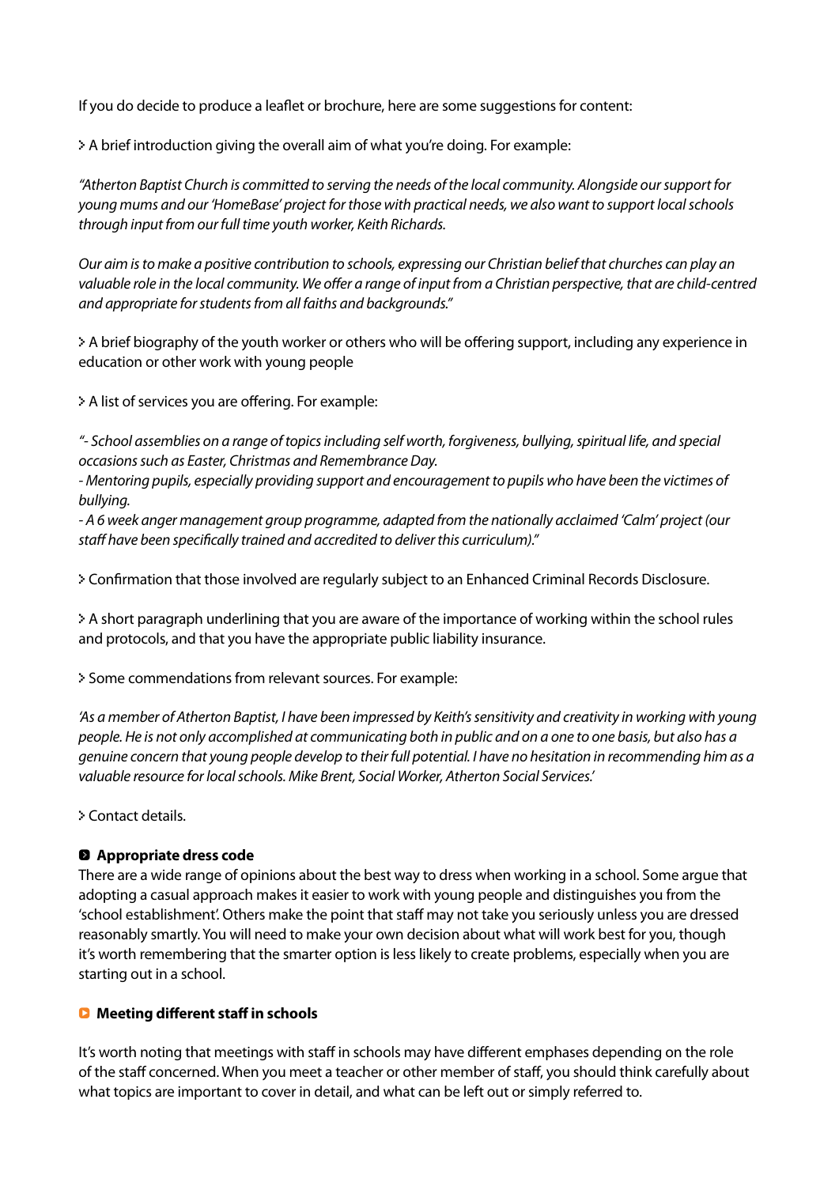If you do decide to produce a leaflet or brochure, here are some suggestions for content:

- A brief introduction giving the overall aim of what you're doing. For example:

*"Atherton Baptist Church is committed to serving the needs of the local community. Alongside our support for young mums and our 'HomeBase' project for those with practical needs, we also want to support local schools through input from our full time youth worker, Keith Richards.*

*Our aim is to make a positive contribution to schools, expressing our Christian belief that churches can play an valuable role in the local community. We offer a range of input from a Christian perspective, that are child-centred and appropriate for students from all faiths and backgrounds."*

- A brief biography of the youth worker or others who will be offering support, including any experience in education or other work with young people

- A list of services you are offering. For example:

*"- School assemblies on a range of topics including self worth, forgiveness, bullying, spiritual life, and special occasions such as Easter, Christmas and Remembrance Day.*
*- Mentoring pupils, especially providing support and encouragement to pupils who have been the victimes of bullying.*
*- A 6 week anger management group programme, adapted from the nationally acclaimed 'Calm' project (our staff have been specifically trained and accredited to deliver this curriculum)."*

- Confirmation that those involved are regularly subject to an Enhanced Criminal Records Disclosure.

- A short paragraph underlining that you are aware of the importance of working within the school rules and protocols, and that you have the appropriate public liability insurance.

- Some commendations from relevant sources. For example:

*'As a member of Atherton Baptist, I have been impressed by Keith's sensitivity and creativity in working with young people. He is not only accomplished at communicating both in public and on a one to one basis, but also has a genuine concern that young people develop to their full potential. I have no hesitation in recommending him as a valuable resource for local schools. Mike Brent, Social Worker, Atherton Social Services.'*

- Contact details.

### Appropriate dress code

There are a wide range of opinions about the best way to dress when working in a school. Some argue that adopting a casual approach makes it easier to work with young people and distinguishes you from the 'school establishment'. Others make the point that staff may not take you seriously unless you are dressed reasonably smartly. You will need to make your own decision about what will work best for you, though it's worth remembering that the smarter option is less likely to create problems, especially when you are starting out in a school.

### Meeting different staff in schools

It's worth noting that meetings with staff in schools may have different emphases depending on the role of the staff concerned. When you meet a teacher or other member of staff, you should think carefully about what topics are important to cover in detail, and what can be left out or simply referred to.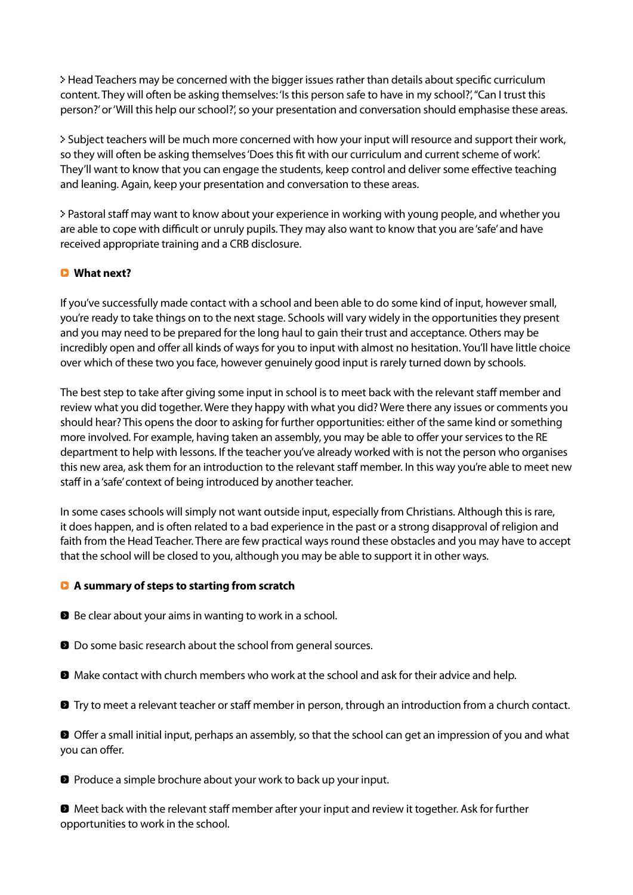- Head Teachers may be concerned with the bigger issues rather than details about specific curriculum content. They will often be asking themselves: 'Is this person safe to have in my school?', "Can I trust this person?' or 'Will this help our school?', so your presentation and conversation should emphasise these areas.

- Subject teachers will be much more concerned with how your input will resource and support their work, so they will often be asking themselves 'Does this fit with our curriculum and current scheme of work'. They'll want to know that you can engage the students, keep control and deliver some effective teaching and leaning. Again, keep your presentation and conversation to these areas.

- Pastoral staff may want to know about your experience in working with young people, and whether you are able to cope with difficult or unruly pupils. They may also want to know that you are 'safe' and have received appropriate training and a CRB disclosure.

### What next?

If you've successfully made contact with a school and been able to do some kind of input, however small, you're ready to take things on to the next stage. Schools will vary widely in the opportunities they present and you may need to be prepared for the long haul to gain their trust and acceptance. Others may be incredibly open and offer all kinds of ways for you to input with almost no hesitation. You'll have little choice over which of these two you face, however genuinely good input is rarely turned down by schools.

The best step to take after giving some input in school is to meet back with the relevant staff member and review what you did together. Were they happy with what you did? Were there any issues or comments you should hear? This opens the door to asking for further opportunities: either of the same kind or something more involved. For example, having taken an assembly, you may be able to offer your services to the RE department to help with lessons. If the teacher you've already worked with is not the person who organises this new area, ask them for an introduction to the relevant staff member. In this way you're able to meet new staff in a 'safe' context of being introduced by another teacher.

In some cases schools will simply not want outside input, especially from Christians. Although this is rare, it does happen, and is often related to a bad experience in the past or a strong disapproval of religion and faith from the Head Teacher. There are few practical ways round these obstacles and you may have to accept that the school will be closed to you, although you may be able to support it in other ways.

### A summary of steps to starting from scratch

- Be clear about your aims in wanting to work in a school.
- Do some basic research about the school from general sources.
- Make contact with church members who work at the school and ask for their advice and help.
- Try to meet a relevant teacher or staff member in person, through an introduction from a church contact.
- Offer a small initial input, perhaps an assembly, so that the school can get an impression of you and what you can offer.
- Produce a simple brochure about your work to back up your input.
- Meet back with the relevant staff member after your input and review it together. Ask for further opportunities to work in the school.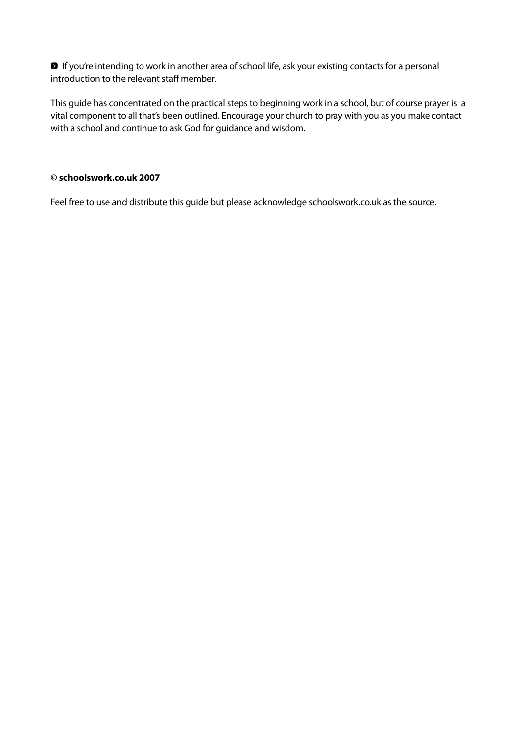- If you're intending to work in another area of school life, ask your existing contacts for a personal introduction to the relevant staff member.

This guide has concentrated on the practical steps to beginning work in a school, but of course prayer is a vital component to all that's been outlined. Encourage your church to pray with you as you make contact with a school and continue to ask God for guidance and wisdom.

**© schoolswork.co.uk 2007**

Feel free to use and distribute this guide but please acknowledge schoolswork.co.uk as the source.